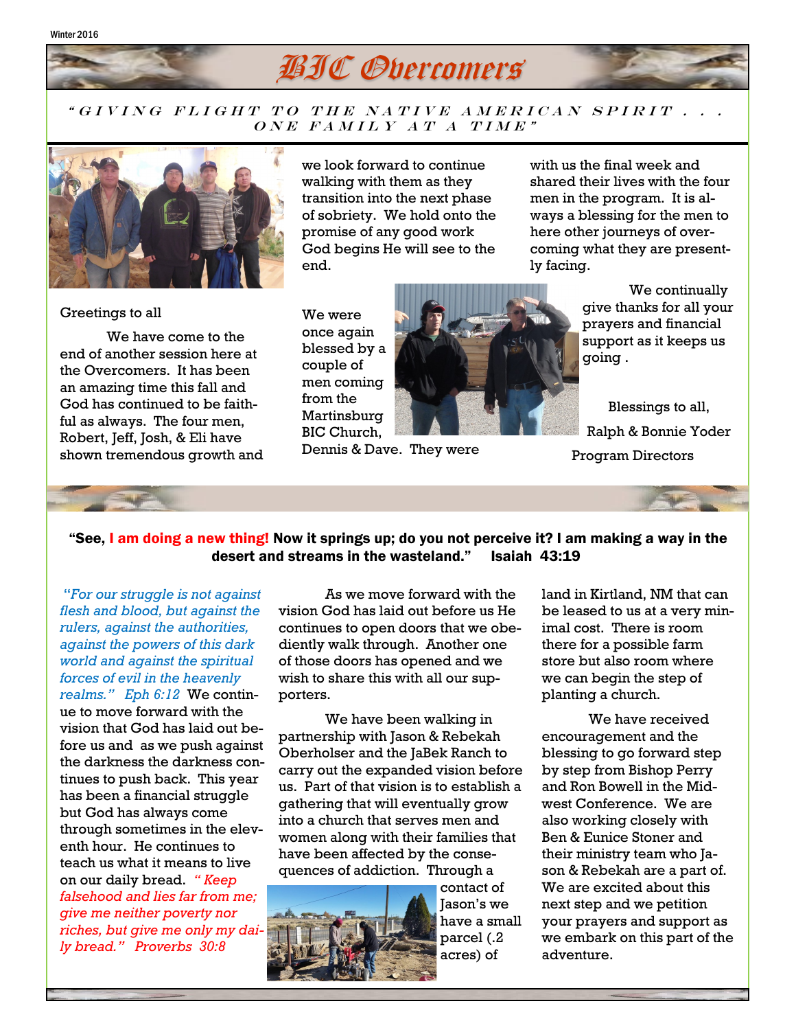Winter 2016

# BIC Overcomers

*"GIVING FLIGHT TO THE NATIVE AMERICAN SPIRIT . . . ONE FAMILY AT A TIME"*

Greetings to all

We have come to the end of another session here at the Overcomers. It has been an amazing time this fall and God has continued to be faithful as always. The four men, Robert, Jeff, Josh, & Eli have shown tremendous growth and we look forward to continue walking with them as they transition into the next phase of sobriety. We hold onto the promise of any good work God begins He will see to the end.

We were once again blessed by a couple of men coming from the Martinsburg BIC Church, Dennis & Dave. They were with us the final week and shared their lives with the four men in the program. It is always a blessing for the men to here other journeys of overcoming what they are presently facing.

We continually give thanks for all your prayers and financial support as it keeps us going .

Blessings to all,

Ralph & Bonnie Yoder

Program Directors

**"See, I am doing a new thing! Now it springs up; do you not perceive it? I am making a way in the desert and streams in the wasteland." Isaiah 43:19**

*"For our struggle is not against flesh and blood, but against the rulers, against the authorities, against the powers of this dark world and against the spiritual forces of evil in the heavenly realms." Eph 6:12* We continue to move forward with the vision that God has laid out before us and as we push against the darkness the darkness continues to push back. This year has been a financial struggle but God has always come through sometimes in the eleventh hour. He continues to teach us what it means to live on our daily bread. *"Keep falsehood and lies far from me; give me neither poverty nor riches, but give me only my daily bread." Proverbs 30:8*

As we move forward with the vision God has laid out before us He continues to open doors that we obediently walk through. Another one of those doors has opened and we wish to share this with all our supporters.

We have been walking in partnership with Jason & Rebekah Oberholser and the JaBek Ranch to carry out the expanded vision before us. Part of that vision is to establish a gathering that will eventually grow into a church that serves men and women along with their families that have been affected by the consequences of addiction. Through a contact of Jason's we have a small parcel (.2 acres) of land in Kirtland, NM that can be leased to us at a very minimal cost. There is room there for a possible farm store but also room where we can begin the step of planting a church.

We have received encouragement and the blessing to go forward step by step from Bishop Perry and Ron Bowell in the Midwest Conference. We are also working closely with Ben & Eunice Stoner and their ministry team who Jason & Rebekah are a part of. We are excited about this next step and we petition your prayers and support as we embark on this part of the adventure.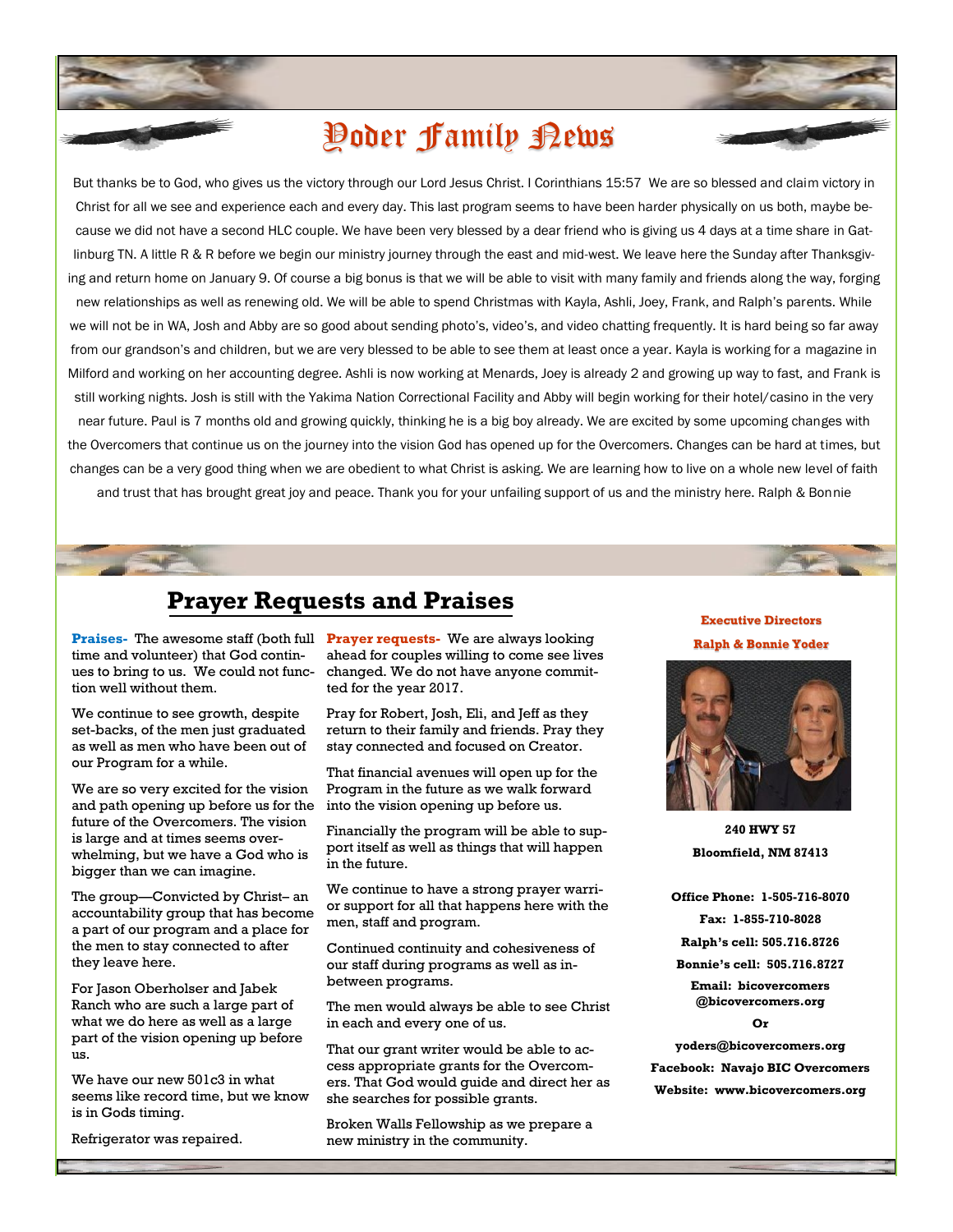# Yoder Family News

But thanks be to God, who gives us the victory through our Lord Jesus Christ. I Corinthians 15:57 We are so blessed and claim victory in Christ for all we see and experience each and every day. This last program seems to have been harder physically on us both, maybe because we did not have a second HLC couple. We have been very blessed by a dear friend who is giving us 4 days at a time share in Gatlinburg TN. A little R & R before we begin our ministry journey through the east and mid-west. We leave here the Sunday after Thanksgiving and return home on January 9. Of course a big bonus is that we will be able to visit with many family and friends along the way, forging new relationships as well as renewing old. We will be able to spend Christmas with Kayla, Ashli, Joey, Frank, and Ralph's parents. While we will not be in WA, Josh and Abby are so good about sending photo's, video's, and video chatting frequently. It is hard being so far away from our grandson's and children, but we are very blessed to be able to see them at least once a year. Kayla is working for a magazine in Milford and working on her accounting degree. Ashli is now working at Menards, Joey is already 2 and growing up way to fast, and Frank is still working nights. Josh is still with the Yakima Nation Correctional Facility and Abby will begin working for their hotel/casino in the very near future. Paul is 7 months old and growing quickly, thinking he is a big boy already. We are excited by some upcoming changes with the Overcomers that continue us on the journey into the vision God has opened up for the Overcomers. Changes can be hard at times, but changes can be a very good thing when we are obedient to what Christ is asking. We are learning how to live on a whole new level of faith and trust that has brought great joy and peace. Thank you for your unfailing support of us and the ministry here. Ralph & Bonnie

## Prayer Requests and Praises

**Praises-** The awesome staff (both full time and volunteer) that God continues to bring to us. We could not function well without them.

We continue to see growth, despite set-backs, of the men just graduated as well as men who have been out of our Program for a while.

We are so very excited for the vision and path opening up before us for the future of the Overcomers. The vision is large and at times seems overwhelming, but we have a God who is bigger than we can imagine.

The group—Convicted by Christ– an accountability group that has become a part of our program and a place for the men to stay connected to after they leave here.

For Jason Oberholser and Jabek Ranch who are such a large part of what we do here as well as a large part of the vision opening up before us.

We have our new 501c3 in what seems like record time, but we know is in Gods timing.

Refrigerator was repaired.

**Prayer requests-** We are always looking ahead for couples willing to come see lives changed. We do not have anyone committed for the year 2017.

Pray for Robert, Josh, Eli, and Jeff as they return to their family and friends. Pray they stay connected and focused on Creator.

That financial avenues will open up for the Program in the future as we walk forward into the vision opening up before us.

Financially the program will be able to support itself as well as things that will happen in the future.

We continue to have a strong prayer warrior support for all that happens here with the men, staff and program.

Continued continuity and cohesiveness of our staff during programs as well as in-between programs.

The men would always be able to see Christ in each and every one of us.

That our grant writer would be able to access appropriate grants for the Overcomers. That God would guide and direct her as she searches for possible grants.

Broken Walls Fellowship as we prepare a new ministry in the community.

**Executive Directors**

**Ralph & Bonnie Yoder**

**240 HWY 57**

**Bloomfield, NM 87413**

**Office Phone: 1-505-716-8070**

**Fax: 1-855-710-8028**

**Ralph's cell: 505.716.8726**

**Bonnie's cell: 505.716.8727**

**Email: bicovercomers @bicovercomers.org**

**Or**

**yoders@bicovercomers.org**

**Facebook: Navajo BIC Overcomers**

**Website: www.bicovercomers.org**